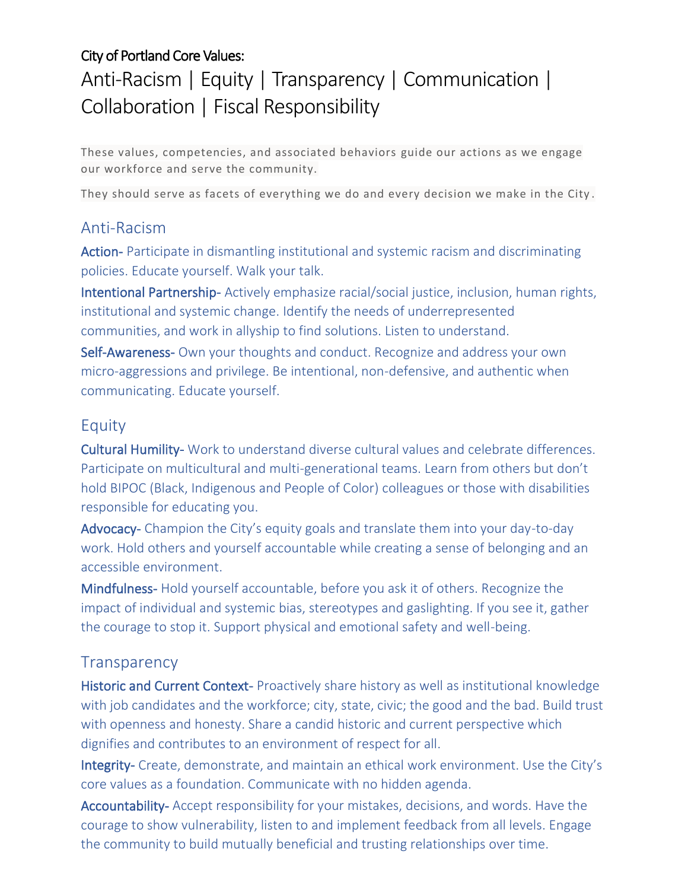City of Portland Core Values:

# Anti-Racism | Equity | Transparency | Communication | Collaboration | Fiscal Responsibility

These values, competencies, and associated behaviors guide our actions as we engage our workforce and serve the community.

They should serve as facets of everything we do and every decision we make in the City.

## Anti-Racism

**Action-** Participate in dismantling institutional and systemic racism and discriminating policies. Educate yourself. Walk your talk.

**Intentional Partnership-** Actively emphasize racial/social justice, inclusion, human rights, institutional and systemic change. Identify the needs of underrepresented communities, and work in allyship to find solutions. Listen to understand.

**Self-Awareness-** Own your thoughts and conduct. Recognize and address your own micro-aggressions and privilege. Be intentional, non-defensive, and authentic when communicating. Educate yourself.

## Equity

**Cultural Humility-** Work to understand diverse cultural values and celebrate differences. Participate on multicultural and multi-generational teams. Learn from others but don't hold BIPOC (Black, Indigenous and People of Color) colleagues or those with disabilities responsible for educating you.

**Advocacy-** Champion the City's equity goals and translate them into your day-to-day work. Hold others and yourself accountable while creating a sense of belonging and an accessible environment.

**Mindfulness-** Hold yourself accountable, before you ask it of others. Recognize the impact of individual and systemic bias, stereotypes and gaslighting. If you see it, gather the courage to stop it. Support physical and emotional safety and well-being.

## Transparency

**Historic and Current Context-** Proactively share history as well as institutional knowledge with job candidates and the workforce; city, state, civic; the good and the bad. Build trust with openness and honesty. Share a candid historic and current perspective which dignifies and contributes to an environment of respect for all.

**Integrity-** Create, demonstrate, and maintain an ethical work environment. Use the City's core values as a foundation. Communicate with no hidden agenda.

**Accountability-** Accept responsibility for your mistakes, decisions, and words. Have the courage to show vulnerability, listen to and implement feedback from all levels. Engage the community to build mutually beneficial and trusting relationships over time.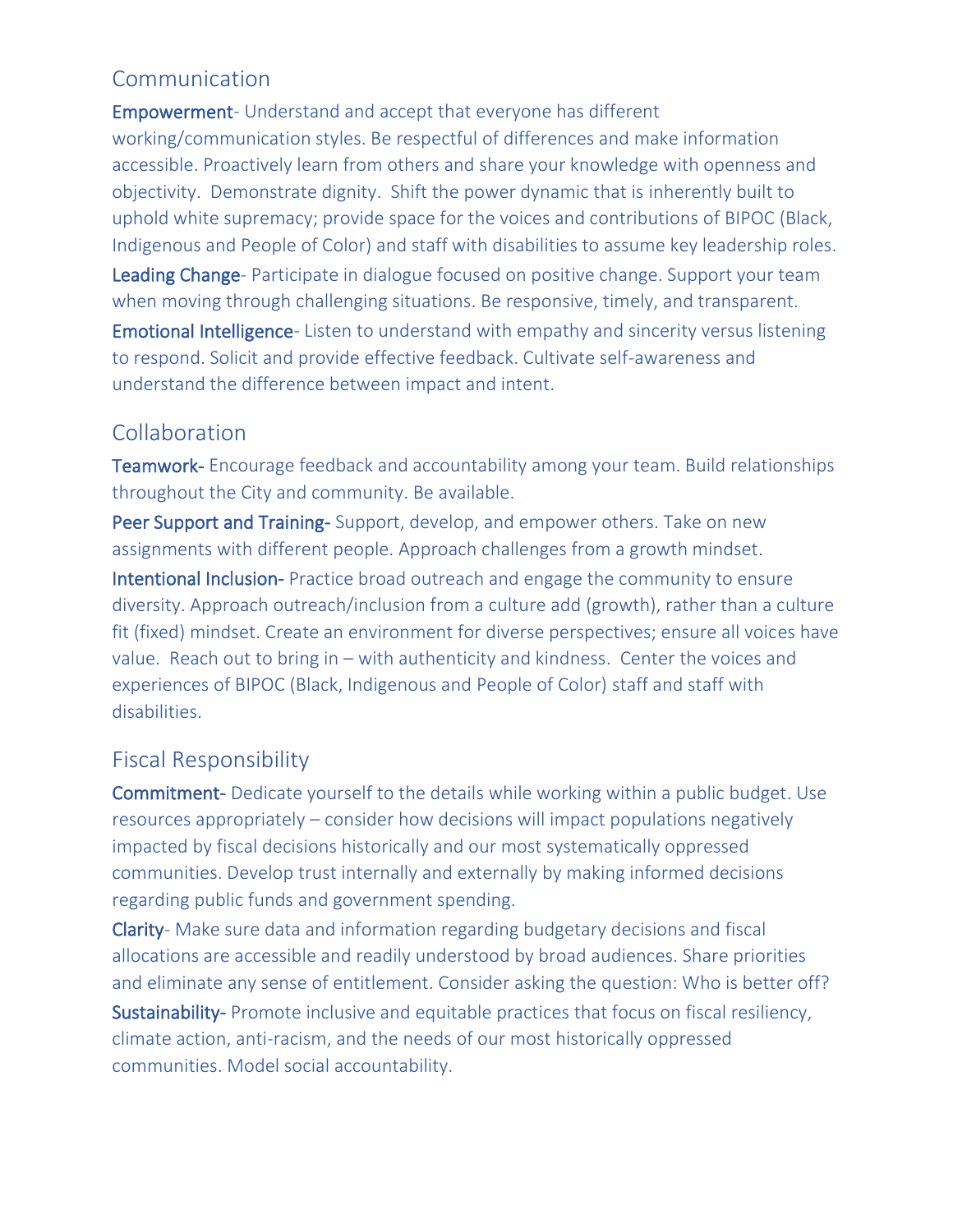## Communication

**Empowerment**- Understand and accept that everyone has different working/communication styles. Be respectful of differences and make information accessible. Proactively learn from others and share your knowledge with openness and objectivity.  Demonstrate dignity.  Shift the power dynamic that is inherently built to uphold white supremacy; provide space for the voices and contributions of BIPOC (Black, Indigenous and People of Color) and staff with disabilities to assume key leadership roles.

**Leading Change**- Participate in dialogue focused on positive change. Support your team when moving through challenging situations. Be responsive, timely, and transparent.

**Emotional Intelligence**- Listen to understand with empathy and sincerity versus listening to respond. Solicit and provide effective feedback. Cultivate self-awareness and understand the difference between impact and intent.

## Collaboration

**Teamwork-** Encourage feedback and accountability among your team. Build relationships throughout the City and community. Be available.

**Peer Support and Training-** Support, develop, and empower others. Take on new assignments with different people. Approach challenges from a growth mindset.

**Intentional Inclusion-** Practice broad outreach and engage the community to ensure diversity. Approach outreach/inclusion from a culture add (growth), rather than a culture fit (fixed) mindset. Create an environment for diverse perspectives; ensure all voices have value.  Reach out to bring in – with authenticity and kindness.  Center the voices and experiences of BIPOC (Black, Indigenous and People of Color) staff and staff with disabilities.

## Fiscal Responsibility

**Commitment-** Dedicate yourself to the details while working within a public budget. Use resources appropriately – consider how decisions will impact populations negatively impacted by fiscal decisions historically and our most systematically oppressed communities. Develop trust internally and externally by making informed decisions regarding public funds and government spending.

**Clarity**- Make sure data and information regarding budgetary decisions and fiscal allocations are accessible and readily understood by broad audiences. Share priorities and eliminate any sense of entitlement. Consider asking the question: Who is better off?

**Sustainability-** Promote inclusive and equitable practices that focus on fiscal resiliency, climate action, anti-racism, and the needs of our most historically oppressed communities. Model social accountability.